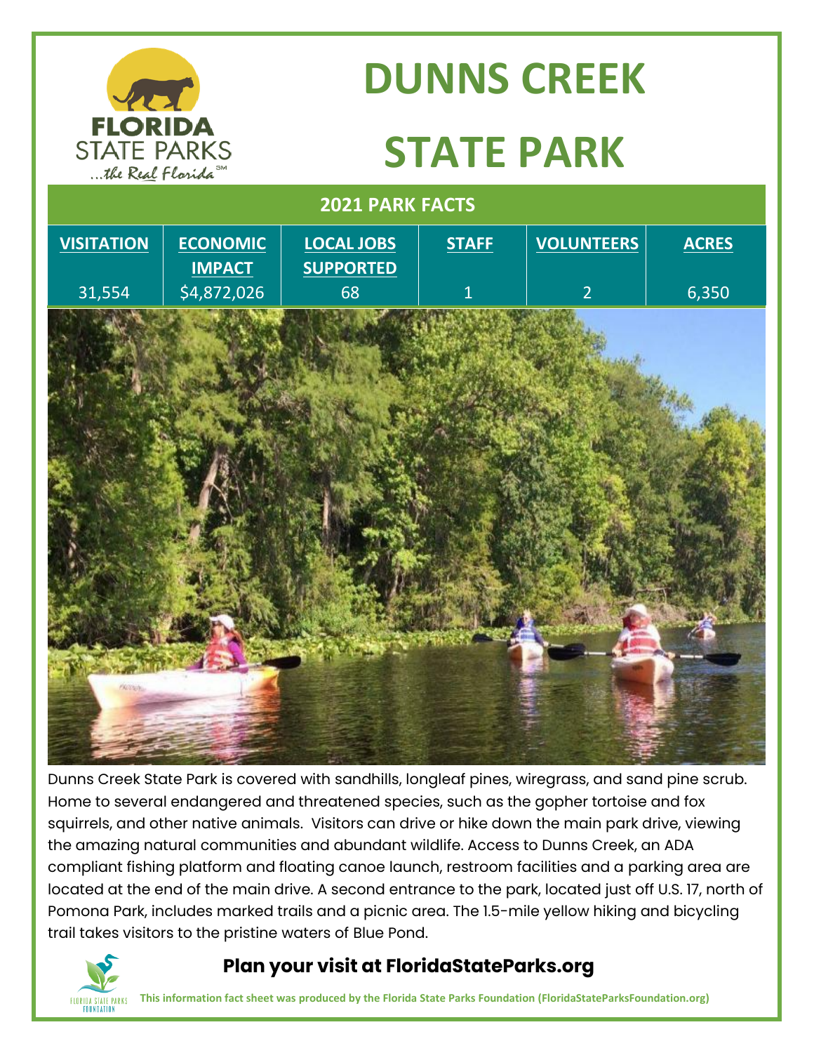# DUNNS CREEK STATE PARK

## 2021 PARK FACTS

| VISITATION | ECONOMIC IMPACT | LOCAL JOBS SUPPORTED | STAFF | VOLUNTEERS | ACRES |
|---|---|---|---|---|---|
| 31,554 | $4,872,026 | 68 | 1 | 2 | 6,350 |

Dunns Creek State Park is covered with sandhills, longleaf pines, wiregrass, and sand pine scrub. Home to several endangered and threatened species, such as the gopher tortoise and fox squirrels, and other native animals. Visitors can drive or hike down the main park drive, viewing the amazing natural communities and abundant wildlife. Access to Dunns Creek, an ADA compliant fishing platform and floating canoe launch, restroom facilities and a parking area are located at the end of the main drive. A second entrance to the park, located just off U.S. 17, north of Pomona Park, includes marked trails and a picnic area. The 1.5-mile yellow hiking and bicycling trail takes visitors to the pristine waters of Blue Pond.

**Plan your visit at FloridaStateParks.org**

**This information fact sheet was produced by the Florida State Parks Foundation (FloridaStateParksFoundation.org)**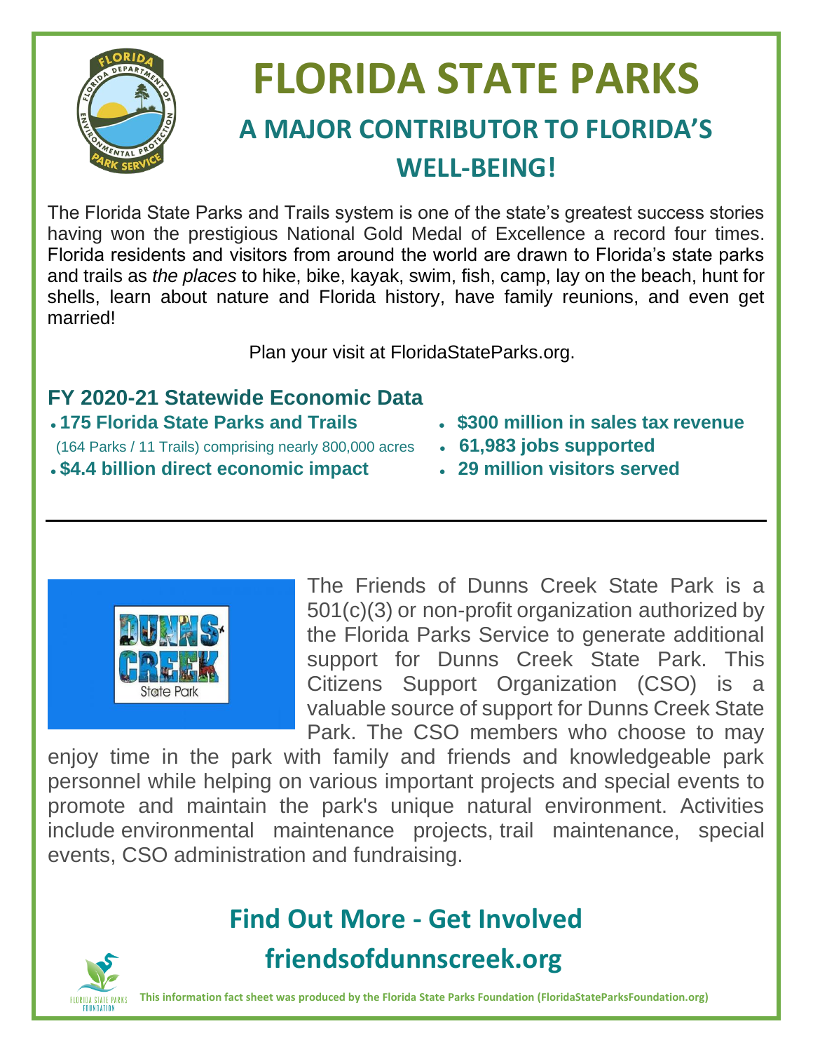# FLORIDA STATE PARKS

## A MAJOR CONTRIBUTOR TO FLORIDA'S WELL-BEING!

The Florida State Parks and Trails system is one of the state's greatest success stories having won the prestigious National Gold Medal of Excellence a record four times. Florida residents and visitors from around the world are drawn to Florida's state parks and trails as *the places* to hike, bike, kayak, swim, fish, camp, lay on the beach, hunt for shells, learn about nature and Florida history, have family reunions, and even get married!

Plan your visit at FloridaStateParks.org.

### FY 2020-21 Statewide Economic Data

- **175 Florida State Parks and Trails**
  (164 Parks / 11 Trails) comprising nearly 800,000 acres
- **$4.4 billion direct economic impact**
- **$300 million in sales tax revenue**
- **61,983 jobs supported**
- **29 million visitors served**

---

The Friends of Dunns Creek State Park is a 501(c)(3) or non-profit organization authorized by the Florida Parks Service to generate additional support for Dunns Creek State Park. This Citizens Support Organization (CSO) is a valuable source of support for Dunns Creek State Park. The CSO members who choose to may enjoy time in the park with family and friends and knowledgeable park personnel while helping on various important projects and special events to promote and maintain the park's unique natural environment. Activities include environmental maintenance projects, trail maintenance, special events, CSO administration and fundraising.

## Find Out More - Get Involved

## friendsofdunnscreek.org

**This information fact sheet was produced by the Florida State Parks Foundation (FloridaStateParksFoundation.org)**